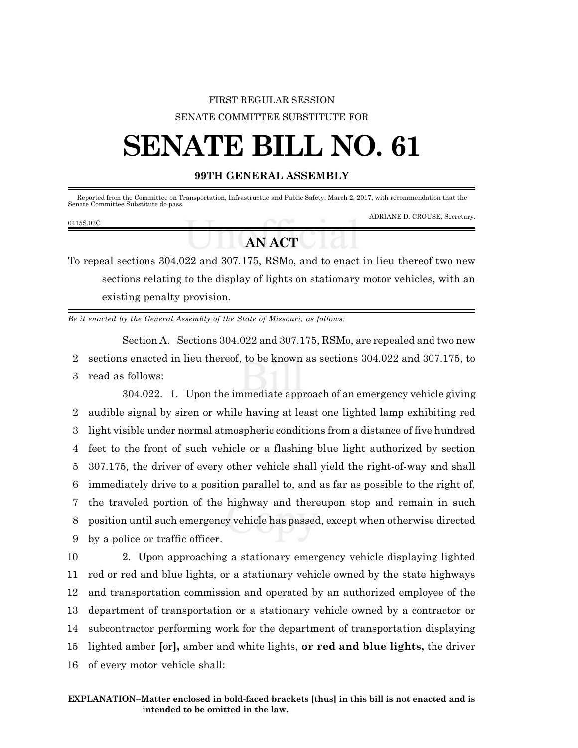FIRST REGULAR SESSION

SENATE COMMITTEE SUBSTITUTE FOR

# SENATE BILL NO. 61

**99TH GENERAL ASSEMBLY**

Reported from the Committee on Transportation, Infrastructue and Public Safety, March 2, 2017, with recommendation that the Senate Committee Substitute do pass.

ADRIANE D. CROUSE, Secretary.

0415S.02C

## AN ACT

To repeal sections 304.022 and 307.175, RSMo, and to enact in lieu thereof two new sections relating to the display of lights on stationary motor vehicles, with an existing penalty provision.

*Be it enacted by the General Assembly of the State of Missouri, as follows:*

Section A. Sections 304.022 and 307.175, RSMo, are repealed and two new sections enacted in lieu thereof, to be known as sections 304.022 and 307.175, to read as follows:

304.022. 1. Upon the immediate approach of an emergency vehicle giving audible signal by siren or while having at least one lighted lamp exhibiting red light visible under normal atmospheric conditions from a distance of five hundred feet to the front of such vehicle or a flashing blue light authorized by section 307.175, the driver of every other vehicle shall yield the right-of-way and shall immediately drive to a position parallel to, and as far as possible to the right of, the traveled portion of the highway and thereupon stop and remain in such position until such emergency vehicle has passed, except when otherwise directed by a police or traffic officer.

2. Upon approaching a stationary emergency vehicle displaying lighted red or red and blue lights, or a stationary vehicle owned by the state highways and transportation commission and operated by an authorized employee of the department of transportation or a stationary vehicle owned by a contractor or subcontractor performing work for the department of transportation displaying lighted amber **[**or**],** amber and white lights, **or red and blue lights,** the driver of every motor vehicle shall:

**EXPLANATION–Matter enclosed in bold-faced brackets [thus] in this bill is not enacted and is intended to be omitted in the law.**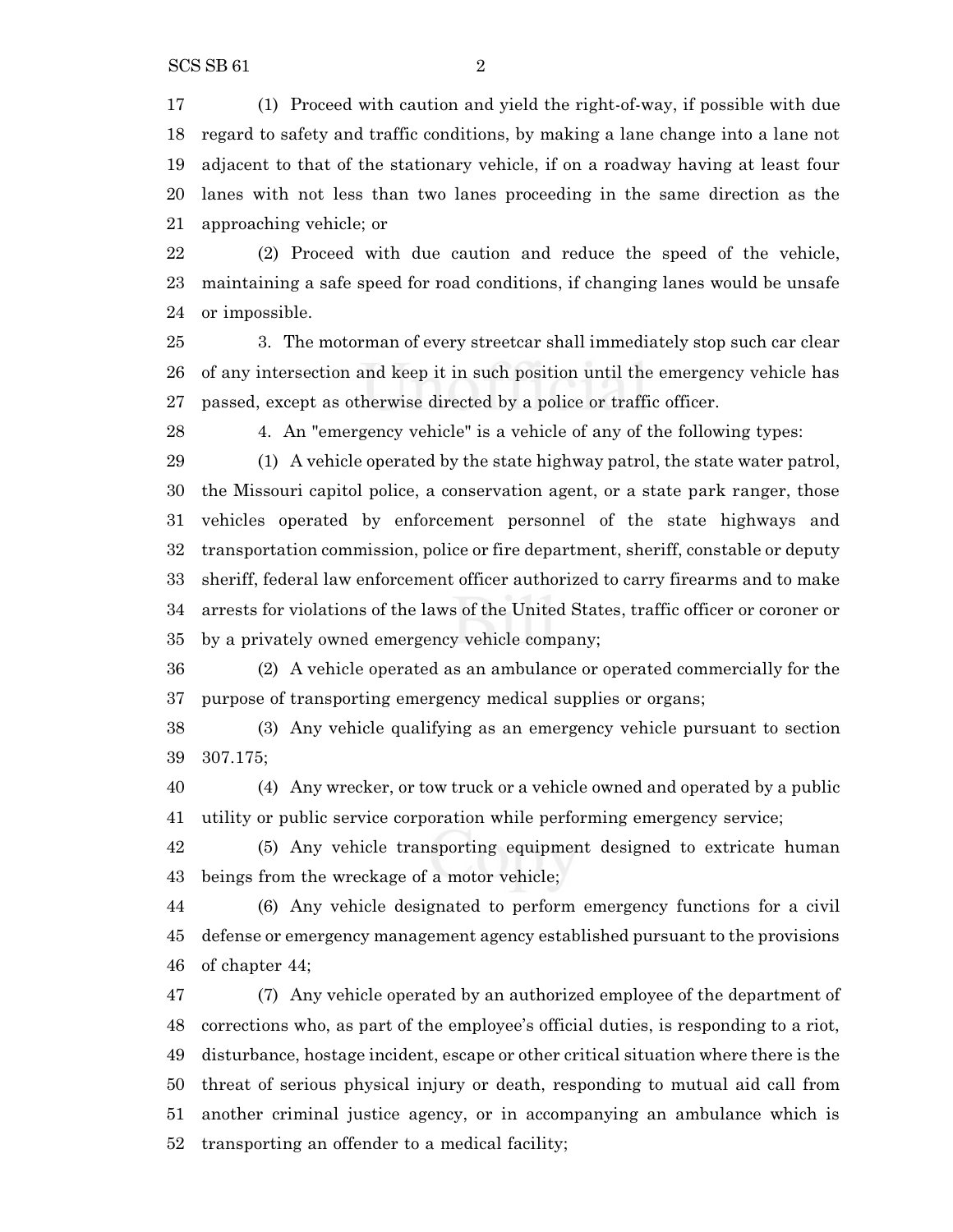(1) Proceed with caution and yield the right-of-way, if possible with due regard to safety and traffic conditions, by making a lane change into a lane not adjacent to that of the stationary vehicle, if on a roadway having at least four lanes with not less than two lanes proceeding in the same direction as the approaching vehicle; or

(2) Proceed with due caution and reduce the speed of the vehicle, maintaining a safe speed for road conditions, if changing lanes would be unsafe or impossible.

3. The motorman of every streetcar shall immediately stop such car clear of any intersection and keep it in such position until the emergency vehicle has passed, except as otherwise directed by a police or traffic officer.

4. An "emergency vehicle" is a vehicle of any of the following types:

(1) A vehicle operated by the state highway patrol, the state water patrol, the Missouri capitol police, a conservation agent, or a state park ranger, those vehicles operated by enforcement personnel of the state highways and transportation commission, police or fire department, sheriff, constable or deputy sheriff, federal law enforcement officer authorized to carry firearms and to make arrests for violations of the laws of the United States, traffic officer or coroner or by a privately owned emergency vehicle company;

(2) A vehicle operated as an ambulance or operated commercially for the purpose of transporting emergency medical supplies or organs;

(3) Any vehicle qualifying as an emergency vehicle pursuant to section 307.175;

(4) Any wrecker, or tow truck or a vehicle owned and operated by a public utility or public service corporation while performing emergency service;

(5) Any vehicle transporting equipment designed to extricate human beings from the wreckage of a motor vehicle;

(6) Any vehicle designated to perform emergency functions for a civil defense or emergency management agency established pursuant to the provisions of chapter 44;

(7) Any vehicle operated by an authorized employee of the department of corrections who, as part of the employee's official duties, is responding to a riot, disturbance, hostage incident, escape or other critical situation where there is the threat of serious physical injury or death, responding to mutual aid call from another criminal justice agency, or in accompanying an ambulance which is transporting an offender to a medical facility;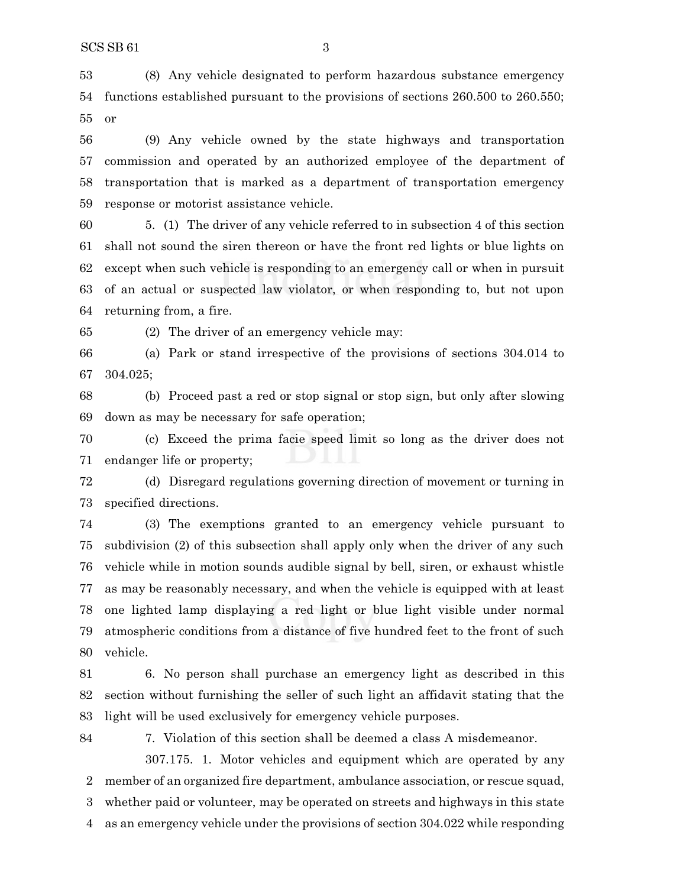(8) Any vehicle designated to perform hazardous substance emergency functions established pursuant to the provisions of sections 260.500 to 260.550; or

(9) Any vehicle owned by the state highways and transportation commission and operated by an authorized employee of the department of transportation that is marked as a department of transportation emergency response or motorist assistance vehicle.

5. (1) The driver of any vehicle referred to in subsection 4 of this section shall not sound the siren thereon or have the front red lights or blue lights on except when such vehicle is responding to an emergency call or when in pursuit of an actual or suspected law violator, or when responding to, but not upon returning from, a fire.

(2) The driver of an emergency vehicle may:

(a) Park or stand irrespective of the provisions of sections 304.014 to 304.025;

(b) Proceed past a red or stop signal or stop sign, but only after slowing down as may be necessary for safe operation;

(c) Exceed the prima facie speed limit so long as the driver does not endanger life or property;

(d) Disregard regulations governing direction of movement or turning in specified directions.

(3) The exemptions granted to an emergency vehicle pursuant to subdivision (2) of this subsection shall apply only when the driver of any such vehicle while in motion sounds audible signal by bell, siren, or exhaust whistle as may be reasonably necessary, and when the vehicle is equipped with at least one lighted lamp displaying a red light or blue light visible under normal atmospheric conditions from a distance of five hundred feet to the front of such vehicle.

6. No person shall purchase an emergency light as described in this section without furnishing the seller of such light an affidavit stating that the light will be used exclusively for emergency vehicle purposes.

7. Violation of this section shall be deemed a class A misdemeanor.

307.175. 1. Motor vehicles and equipment which are operated by any member of an organized fire department, ambulance association, or rescue squad, whether paid or volunteer, may be operated on streets and highways in this state as an emergency vehicle under the provisions of section 304.022 while responding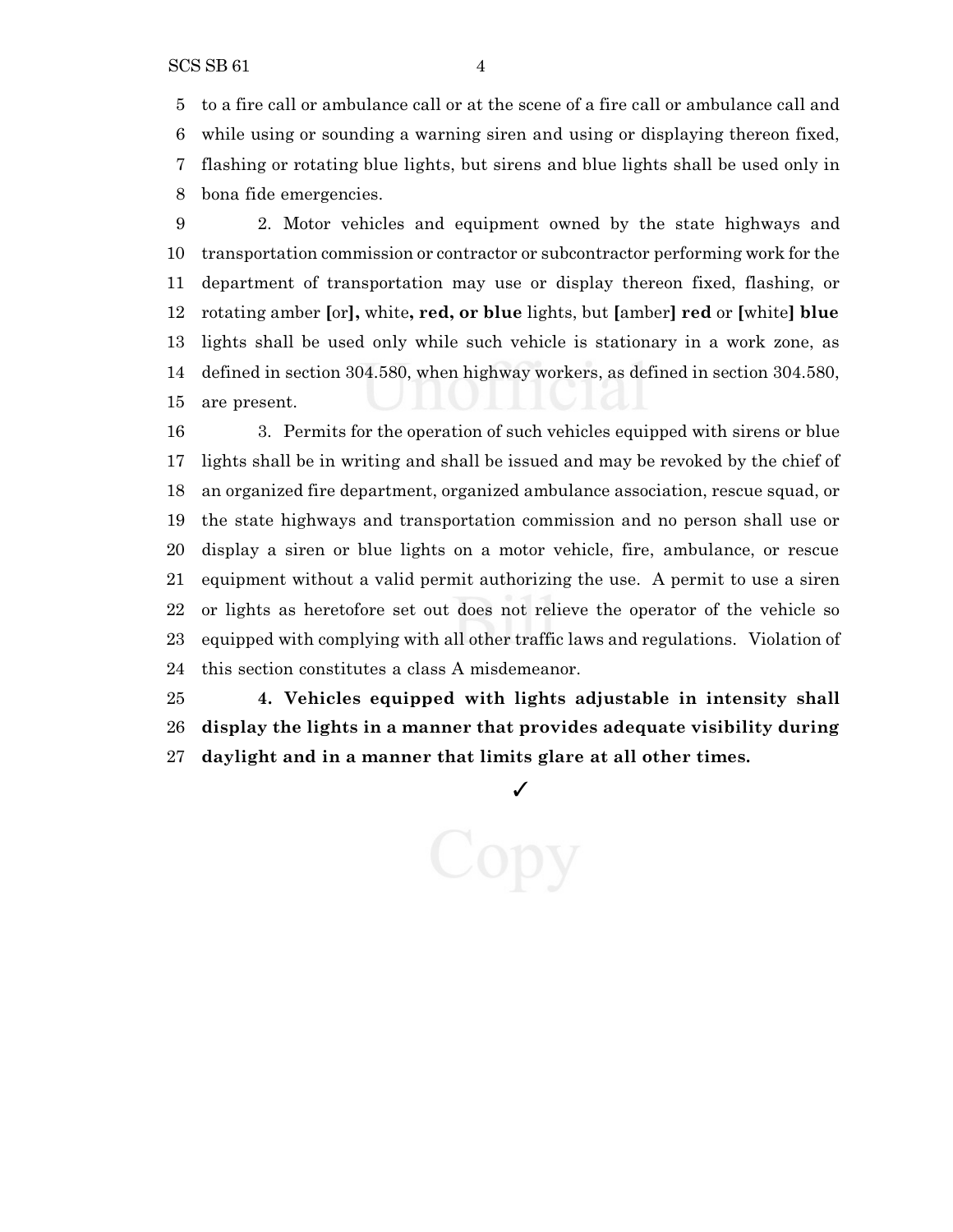to a fire call or ambulance call or at the scene of a fire call or ambulance call and while using or sounding a warning siren and using or displaying thereon fixed, flashing or rotating blue lights, but sirens and blue lights shall be used only in bona fide emergencies.

2. Motor vehicles and equipment owned by the state highways and transportation commission or contractor or subcontractor performing work for the department of transportation may use or display thereon fixed, flashing, or rotating amber [or]**,** white**, red, or blue** lights, but [amber] **red** or [white] **blue** lights shall be used only while such vehicle is stationary in a work zone, as defined in section 304.580, when highway workers, as defined in section 304.580, are present.

3. Permits for the operation of such vehicles equipped with sirens or blue lights shall be in writing and shall be issued and may be revoked by the chief of an organized fire department, organized ambulance association, rescue squad, or the state highways and transportation commission and no person shall use or display a siren or blue lights on a motor vehicle, fire, ambulance, or rescue equipment without a valid permit authorizing the use. A permit to use a siren or lights as heretofore set out does not relieve the operator of the vehicle so equipped with complying with all other traffic laws and regulations. Violation of this section constitutes a class A misdemeanor.

**4. Vehicles equipped with lights adjustable in intensity shall display the lights in a manner that provides adequate visibility during daylight and in a manner that limits glare at all other times.**

✓